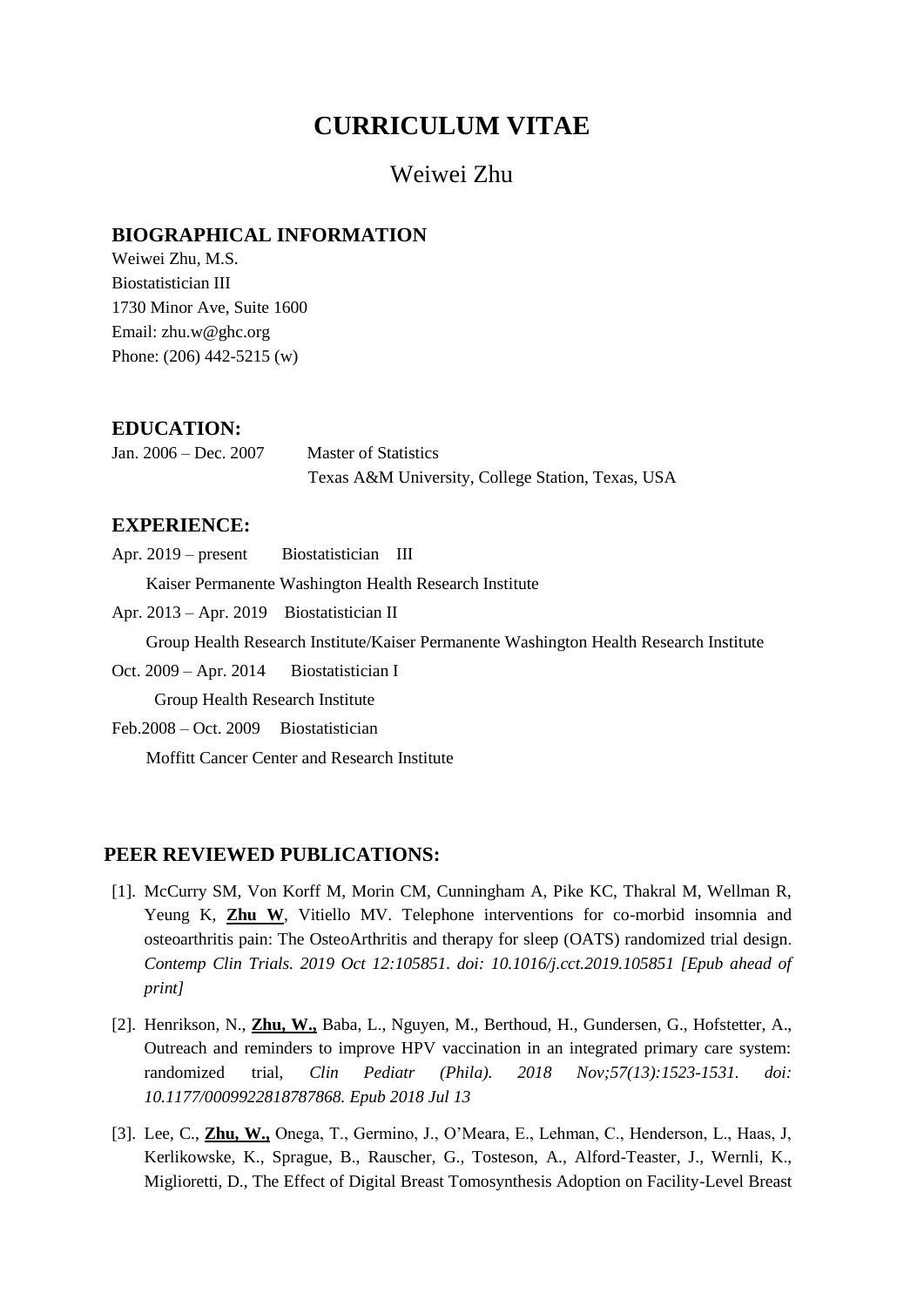# CURRICULUM VITAE

## Weiwei Zhu

### BIOGRAPHICAL INFORMATION

Weiwei Zhu, M.S.
Biostatistician III
1730 Minor Ave, Suite 1600
Email: zhu.w@ghc.org
Phone: (206) 442-5215 (w)

### EDUCATION:

Jan. 2006 – Dec. 2007 Master of Statistics
Texas A&M University, College Station, Texas, USA

### EXPERIENCE:

Apr. 2019 – present Biostatistician III
Kaiser Permanente Washington Health Research Institute

Apr. 2013 – Apr. 2019 Biostatistician II
Group Health Research Institute/Kaiser Permanente Washington Health Research Institute

Oct. 2009 – Apr. 2014 Biostatistician I
Group Health Research Institute

Feb.2008 – Oct. 2009 Biostatistician
Moffitt Cancer Center and Research Institute

### PEER REVIEWED PUBLICATIONS:

[1]. McCurry SM, Von Korff M, Morin CM, Cunningham A, Pike KC, Thakral M, Wellman R, Yeung K, **Zhu W**, Vitiello MV. Telephone interventions for co-morbid insomnia and osteoarthritis pain: The OsteoArthritis and therapy for sleep (OATS) randomized trial design. *Contemp Clin Trials. 2019 Oct 12:105851. doi: 10.1016/j.cct.2019.105851 [Epub ahead of print]*

[2]. Henrikson, N., **Zhu, W.,** Baba, L., Nguyen, M., Berthoud, H., Gundersen, G., Hofstetter, A., Outreach and reminders to improve HPV vaccination in an integrated primary care system: randomized trial, *Clin Pediatr (Phila). 2018 Nov;57(13):1523-1531. doi: 10.1177/0009922818787868. Epub 2018 Jul 13*

[3]. Lee, C., **Zhu, W.,** Onega, T., Germino, J., O'Meara, E., Lehman, C., Henderson, L., Haas, J, Kerlikowske, K., Sprague, B., Rauscher, G., Tosteson, A., Alford-Teaster, J., Wernli, K., Miglioretti, D., The Effect of Digital Breast Tomosynthesis Adoption on Facility-Level Breast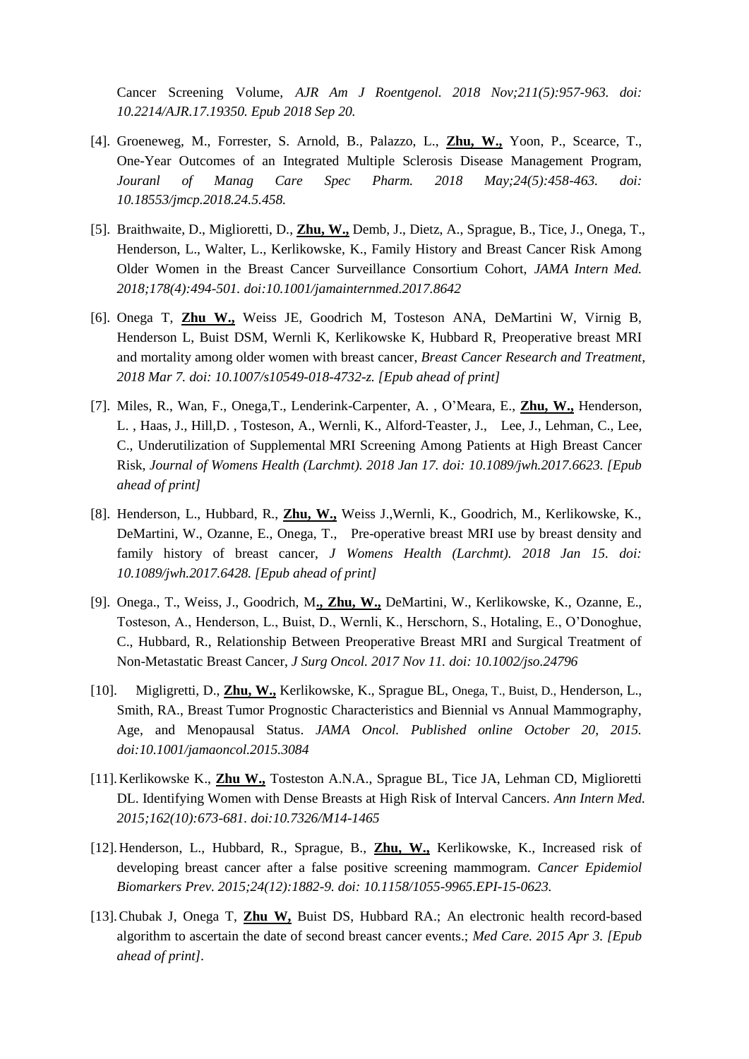Cancer Screening Volume, *AJR Am J Roentgenol. 2018 Nov;211(5):957-963. doi: 10.2214/AJR.17.19350. Epub 2018 Sep 20.*

[4]. Groeneweg, M., Forrester, S. Arnold, B., Palazzo, L., **Zhu, W.,** Yoon, P., Scearce, T., One-Year Outcomes of an Integrated Multiple Sclerosis Disease Management Program, *Jouranl of Manag Care Spec Pharm. 2018 May;24(5):458-463. doi: 10.18553/jmcp.2018.24.5.458.*

[5]. Braithwaite, D., Miglioretti, D., **Zhu, W.,** Demb, J., Dietz, A., Sprague, B., Tice, J., Onega, T., Henderson, L., Walter, L., Kerlikowske, K., Family History and Breast Cancer Risk Among Older Women in the Breast Cancer Surveillance Consortium Cohort, *JAMA Intern Med. 2018;178(4):494-501. doi:10.1001/jamainternmed.2017.8642*

[6]. Onega T, **Zhu W.,** Weiss JE, Goodrich M, Tosteson ANA, DeMartini W, Virnig B, Henderson L, Buist DSM, Wernli K, Kerlikowske K, Hubbard R, Preoperative breast MRI and mortality among older women with breast cancer, *Breast Cancer Research and Treatment, 2018 Mar 7. doi: 10.1007/s10549-018-4732-z. [Epub ahead of print]*

[7]. Miles, R., Wan, F., Onega,T., Lenderink-Carpenter, A. , O'Meara, E., **Zhu, W.,** Henderson, L. , Haas, J., Hill,D. , Tosteson, A., Wernli, K., Alford-Teaster, J., Lee, J., Lehman, C., Lee, C., Underutilization of Supplemental MRI Screening Among Patients at High Breast Cancer Risk, *Journal of Womens Health (Larchmt). 2018 Jan 17. doi: 10.1089/jwh.2017.6623. [Epub ahead of print]*

[8]. Henderson, L., Hubbard, R., **Zhu, W.,** Weiss J.,Wernli, K., Goodrich, M., Kerlikowske, K., DeMartini, W., Ozanne, E., Onega, T., Pre-operative breast MRI use by breast density and family history of breast cancer, *J Womens Health (Larchmt). 2018 Jan 15. doi: 10.1089/jwh.2017.6428. [Epub ahead of print]*

[9]. Onega., T., Weiss, J., Goodrich, M**., Zhu, W.,** DeMartini, W., Kerlikowske, K., Ozanne, E., Tosteson, A., Henderson, L., Buist, D., Wernli, K., Herschorn, S., Hotaling, E., O'Donoghue, C., Hubbard, R., Relationship Between Preoperative Breast MRI and Surgical Treatment of Non-Metastatic Breast Cancer, *J Surg Oncol. 2017 Nov 11. doi: 10.1002/jso.24796*

[10]. Migligretti, D., **Zhu, W.,** Kerlikowske, K., Sprague BL, Onega, T., Buist, D., Henderson, L., Smith, RA., Breast Tumor Prognostic Characteristics and Biennial vs Annual Mammography, Age, and Menopausal Status. *JAMA Oncol. Published online October 20, 2015. doi:10.1001/jamaoncol.2015.3084*

[11]. Kerlikowske K., **Zhu W.,** Tosteston A.N.A., Sprague BL, Tice JA, Lehman CD, Miglioretti DL. Identifying Women with Dense Breasts at High Risk of Interval Cancers. *Ann Intern Med. 2015;162(10):673-681. doi:10.7326/M14-1465*

[12]. Henderson, L., Hubbard, R., Sprague, B., **Zhu, W.,** Kerlikowske, K., Increased risk of developing breast cancer after a false positive screening mammogram. *Cancer Epidemiol Biomarkers Prev. 2015;24(12):1882-9. doi: 10.1158/1055-9965.EPI-15-0623.*

[13]. Chubak J, Onega T, **Zhu W,** Buist DS, Hubbard RA.; An electronic health record-based algorithm to ascertain the date of second breast cancer events.; *Med Care. 2015 Apr 3. [Epub ahead of print]*.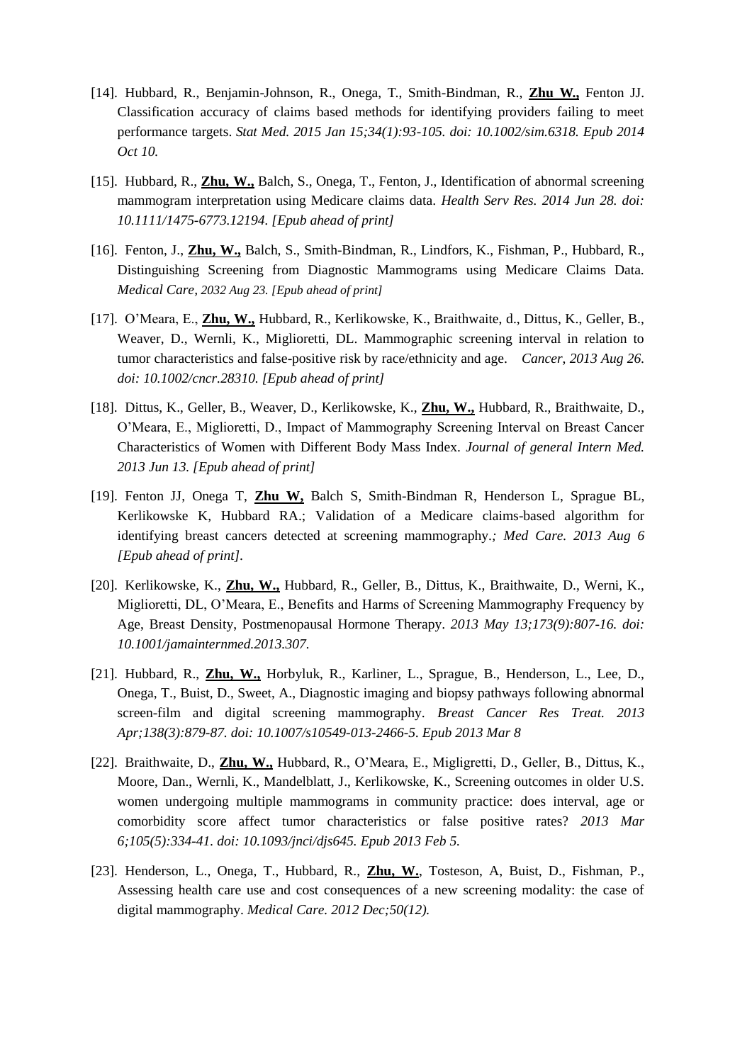[14]. Hubbard, R., Benjamin-Johnson, R., Onega, T., Smith-Bindman, R., **Zhu W.,** Fenton JJ. Classification accuracy of claims based methods for identifying providers failing to meet performance targets. *Stat Med. 2015 Jan 15;34(1):93-105. doi: 10.1002/sim.6318. Epub 2014 Oct 10.*

[15]. Hubbard, R., **Zhu, W.,** Balch, S., Onega, T., Fenton, J., Identification of abnormal screening mammogram interpretation using Medicare claims data. *Health Serv Res. 2014 Jun 28. doi: 10.1111/1475-6773.12194. [Epub ahead of print]*

[16]. Fenton, J., **Zhu, W.,** Balch, S., Smith-Bindman, R., Lindfors, K., Fishman, P., Hubbard, R., Distinguishing Screening from Diagnostic Mammograms using Medicare Claims Data. *Medical Care, 2032 Aug 23. [Epub ahead of print]*

[17]. O'Meara, E., **Zhu, W.,** Hubbard, R., Kerlikowske, K., Braithwaite, d., Dittus, K., Geller, B., Weaver, D., Wernli, K., Miglioretti, DL. Mammographic screening interval in relation to tumor characteristics and false-positive risk by race/ethnicity and age. *Cancer, 2013 Aug 26. doi: 10.1002/cncr.28310. [Epub ahead of print]*

[18]. Dittus, K., Geller, B., Weaver, D., Kerlikowske, K., **Zhu, W.,** Hubbard, R., Braithwaite, D., O'Meara, E., Miglioretti, D., Impact of Mammography Screening Interval on Breast Cancer Characteristics of Women with Different Body Mass Index. *Journal of general Intern Med. 2013 Jun 13. [Epub ahead of print]*

[19]. Fenton JJ, Onega T, **Zhu W,** Balch S, Smith-Bindman R, Henderson L, Sprague BL, Kerlikowske K, Hubbard RA.; Validation of a Medicare claims-based algorithm for identifying breast cancers detected at screening mammography.*; Med Care. 2013 Aug 6 [Epub ahead of print]*.

[20]. Kerlikowske, K., **Zhu, W.,** Hubbard, R., Geller, B., Dittus, K., Braithwaite, D., Werni, K., Miglioretti, DL, O'Meara, E., Benefits and Harms of Screening Mammography Frequency by Age, Breast Density, Postmenopausal Hormone Therapy. *2013 May 13;173(9):807-16. doi: 10.1001/jamainternmed.2013.307.*

[21]. Hubbard, R., **Zhu, W.,** Horbyluk, R., Karliner, L., Sprague, B., Henderson, L., Lee, D., Onega, T., Buist, D., Sweet, A., Diagnostic imaging and biopsy pathways following abnormal screen-film and digital screening mammography. *Breast Cancer Res Treat. 2013 Apr;138(3):879-87. doi: 10.1007/s10549-013-2466-5. Epub 2013 Mar 8*

[22]. Braithwaite, D., **Zhu, W.,** Hubbard, R., O'Meara, E., Migligretti, D., Geller, B., Dittus, K., Moore, Dan., Wernli, K., Mandelblatt, J., Kerlikowske, K., Screening outcomes in older U.S. women undergoing multiple mammograms in community practice: does interval, age or comorbidity score affect tumor characteristics or false positive rates? *2013 Mar 6;105(5):334-41. doi: 10.1093/jnci/djs645. Epub 2013 Feb 5.*

[23]. Henderson, L., Onega, T., Hubbard, R., **Zhu, W.**, Tosteson, A, Buist, D., Fishman, P., Assessing health care use and cost consequences of a new screening modality: the case of digital mammography. *Medical Care. 2012 Dec;50(12).*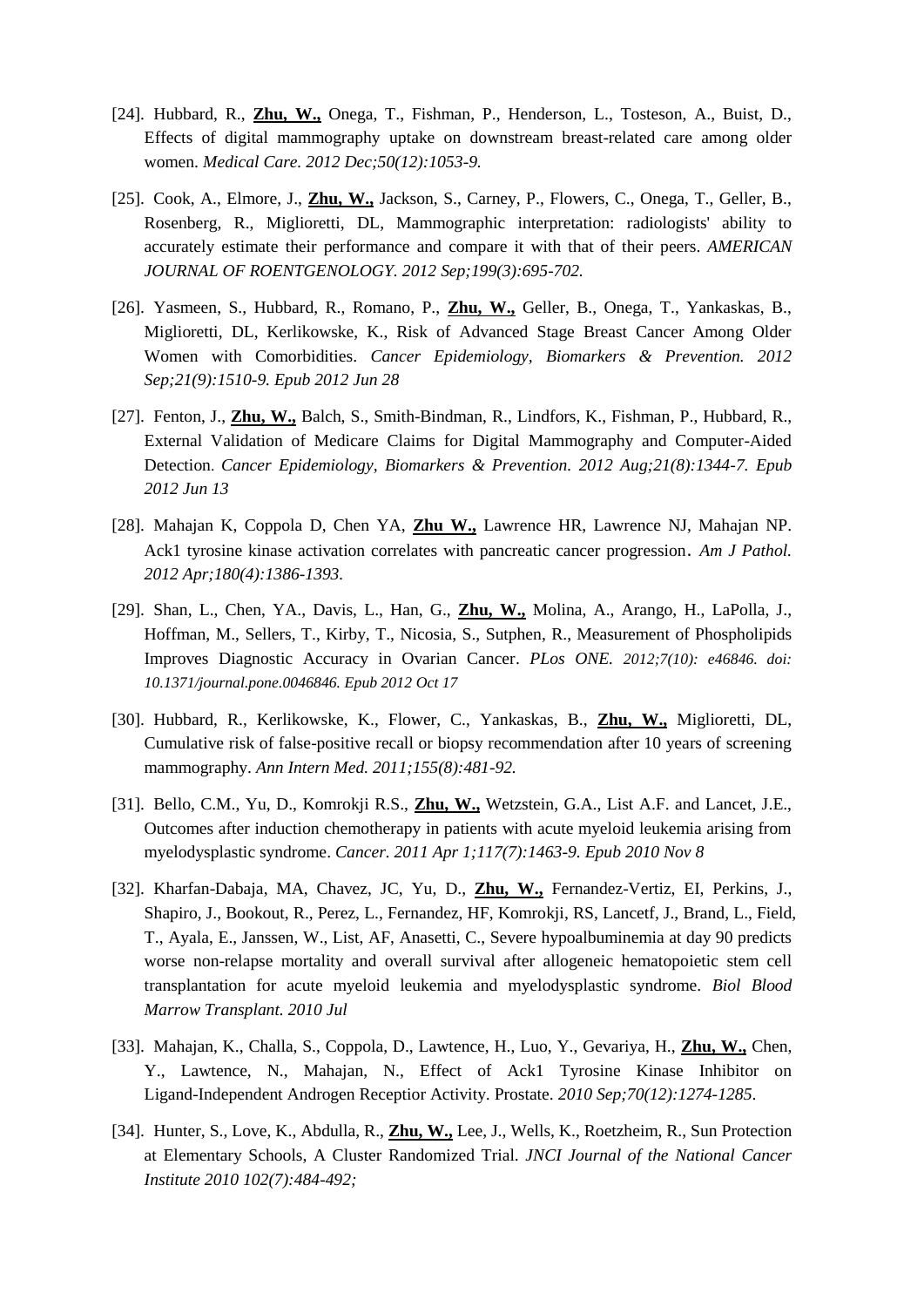[24]. Hubbard, R., **Zhu, W.,** Onega, T., Fishman, P., Henderson, L., Tosteson, A., Buist, D., Effects of digital mammography uptake on downstream breast-related care among older women. *Medical Care. 2012 Dec;50(12):1053-9.*

[25]. Cook, A., Elmore, J., **Zhu, W.,** Jackson, S., Carney, P., Flowers, C., Onega, T., Geller, B., Rosenberg, R., Miglioretti, DL, Mammographic interpretation: radiologists' ability to accurately estimate their performance and compare it with that of their peers. *AMERICAN JOURNAL OF ROENTGENOLOGY. 2012 Sep;199(3):695-702.*

[26]. Yasmeen, S., Hubbard, R., Romano, P., **Zhu, W.,** Geller, B., Onega, T., Yankaskas, B., Miglioretti, DL, Kerlikowske, K., Risk of Advanced Stage Breast Cancer Among Older Women with Comorbidities. *Cancer Epidemiology, Biomarkers & Prevention. 2012 Sep;21(9):1510-9. Epub 2012 Jun 28*

[27]. Fenton, J., **Zhu, W.,** Balch, S., Smith-Bindman, R., Lindfors, K., Fishman, P., Hubbard, R., External Validation of Medicare Claims for Digital Mammography and Computer-Aided Detection. *Cancer Epidemiology, Biomarkers & Prevention. 2012 Aug;21(8):1344-7. Epub 2012 Jun 13*

[28]. Mahajan K, Coppola D, Chen YA, **Zhu W.,** Lawrence HR, Lawrence NJ, Mahajan NP. Ack1 tyrosine kinase activation correlates with pancreatic cancer progression. *Am J Pathol. 2012 Apr;180(4):1386-1393.*

[29]. Shan, L., Chen, YA., Davis, L., Han, G., **Zhu, W.,** Molina, A., Arango, H., LaPolla, J., Hoffman, M., Sellers, T., Kirby, T., Nicosia, S., Sutphen, R., Measurement of Phospholipids Improves Diagnostic Accuracy in Ovarian Cancer. *PLos ONE. 2012;7(10): e46846. doi: 10.1371/journal.pone.0046846. Epub 2012 Oct 17*

[30]. Hubbard, R., Kerlikowske, K., Flower, C., Yankaskas, B., **Zhu, W.,** Miglioretti, DL, Cumulative risk of false-positive recall or biopsy recommendation after 10 years of screening mammography. *Ann Intern Med. 2011;155(8):481-92.*

[31]. Bello, C.M., Yu, D., Komrokji R.S., **Zhu, W.,** Wetzstein, G.A., List A.F. and Lancet, J.E., Outcomes after induction chemotherapy in patients with acute myeloid leukemia arising from myelodysplastic syndrome. *Cancer. 2011 Apr 1;117(7):1463-9. Epub 2010 Nov 8*

[32]. Kharfan-Dabaja, MA, Chavez, JC, Yu, D., **Zhu, W.,** Fernandez-Vertiz, EI, Perkins, J., Shapiro, J., Bookout, R., Perez, L., Fernandez, HF, Komrokji, RS, Lancetf, J., Brand, L., Field, T., Ayala, E., Janssen, W., List, AF, Anasetti, C., Severe hypoalbuminemia at day 90 predicts worse non-relapse mortality and overall survival after allogeneic hematopoietic stem cell transplantation for acute myeloid leukemia and myelodysplastic syndrome. *Biol Blood Marrow Transplant. 2010 Jul*

[33]. Mahajan, K., Challa, S., Coppola, D., Lawtence, H., Luo, Y., Gevariya, H., **Zhu, W.,** Chen, Y., Lawtence, N., Mahajan, N., Effect of Ack1 Tyrosine Kinase Inhibitor on Ligand-Independent Androgen Receptior Activity. Prostate. *2010 Sep;70(12):1274-1285.*

[34]. Hunter, S., Love, K., Abdulla, R., **Zhu, W.,** Lee, J., Wells, K., Roetzheim, R., Sun Protection at Elementary Schools, A Cluster Randomized Trial. *JNCI Journal of the National Cancer Institute 2010 102(7):484-492;*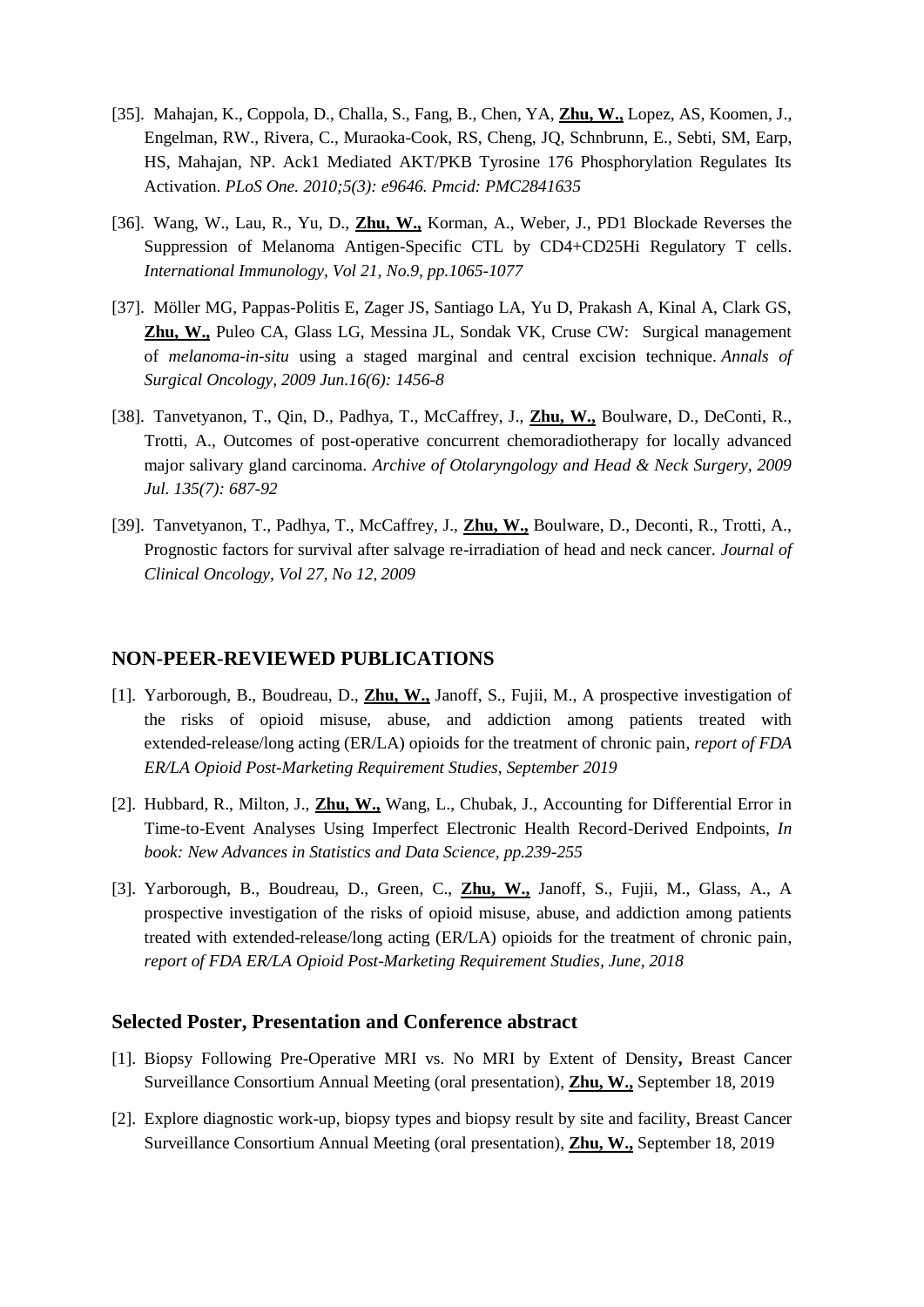[35]. Mahajan, K., Coppola, D., Challa, S., Fang, B., Chen, YA, **Zhu, W.,** Lopez, AS, Koomen, J., Engelman, RW., Rivera, C., Muraoka-Cook, RS, Cheng, JQ, Schnbrunn, E., Sebti, SM, Earp, HS, Mahajan, NP. Ack1 Mediated AKT/PKB Tyrosine 176 Phosphorylation Regulates Its Activation. *PLoS One. 2010;5(3): e9646. Pmcid: PMC2841635*

[36]. Wang, W., Lau, R., Yu, D., **Zhu, W.,** Korman, A., Weber, J., PD1 Blockade Reverses the Suppression of Melanoma Antigen-Specific CTL by CD4+CD25Hi Regulatory T cells. *International Immunology, Vol 21, No.9, pp.1065-1077*

[37]. Möller MG, Pappas-Politis E, Zager JS, Santiago LA, Yu D, Prakash A, Kinal A, Clark GS, **Zhu, W.,** Puleo CA, Glass LG, Messina JL, Sondak VK, Cruse CW: Surgical management of *melanoma-in-situ* using a staged marginal and central excision technique. *Annals of Surgical Oncology, 2009 Jun.16(6): 1456-8*

[38]. Tanvetyanon, T., Qin, D., Padhya, T., McCaffrey, J., **Zhu, W.,** Boulware, D., DeConti, R., Trotti, A., Outcomes of post-operative concurrent chemoradiotherapy for locally advanced major salivary gland carcinoma. *Archive of Otolaryngology and Head & Neck Surgery, 2009 Jul. 135(7): 687-92*

[39]. Tanvetyanon, T., Padhya, T., McCaffrey, J., **Zhu, W.,** Boulware, D., Deconti, R., Trotti, A., Prognostic factors for survival after salvage re-irradiation of head and neck cancer. *Journal of Clinical Oncology, Vol 27, No 12, 2009*

## NON-PEER-REVIEWED PUBLICATIONS

[1]. Yarborough, B., Boudreau, D., **Zhu, W.,** Janoff, S., Fujii, M., A prospective investigation of the risks of opioid misuse, abuse, and addiction among patients treated with extended-release/long acting (ER/LA) opioids for the treatment of chronic pain, *report of FDA ER/LA Opioid Post-Marketing Requirement Studies, September 2019*

[2]. Hubbard, R., Milton, J., **Zhu, W.,** Wang, L., Chubak, J., Accounting for Differential Error in Time-to-Event Analyses Using Imperfect Electronic Health Record-Derived Endpoints, *In book: New Advances in Statistics and Data Science, pp.239-255*

[3]. Yarborough, B., Boudreau, D., Green, C., **Zhu, W.,** Janoff, S., Fujii, M., Glass, A., A prospective investigation of the risks of opioid misuse, abuse, and addiction among patients treated with extended-release/long acting (ER/LA) opioids for the treatment of chronic pain, *report of FDA ER/LA Opioid Post-Marketing Requirement Studies, June, 2018*

## Selected Poster, Presentation and Conference abstract

[1]. Biopsy Following Pre-Operative MRI vs. No MRI by Extent of Density**,** Breast Cancer Surveillance Consortium Annual Meeting (oral presentation), **Zhu, W.,** September 18, 2019

[2]. Explore diagnostic work-up, biopsy types and biopsy result by site and facility, Breast Cancer Surveillance Consortium Annual Meeting (oral presentation), **Zhu, W.,** September 18, 2019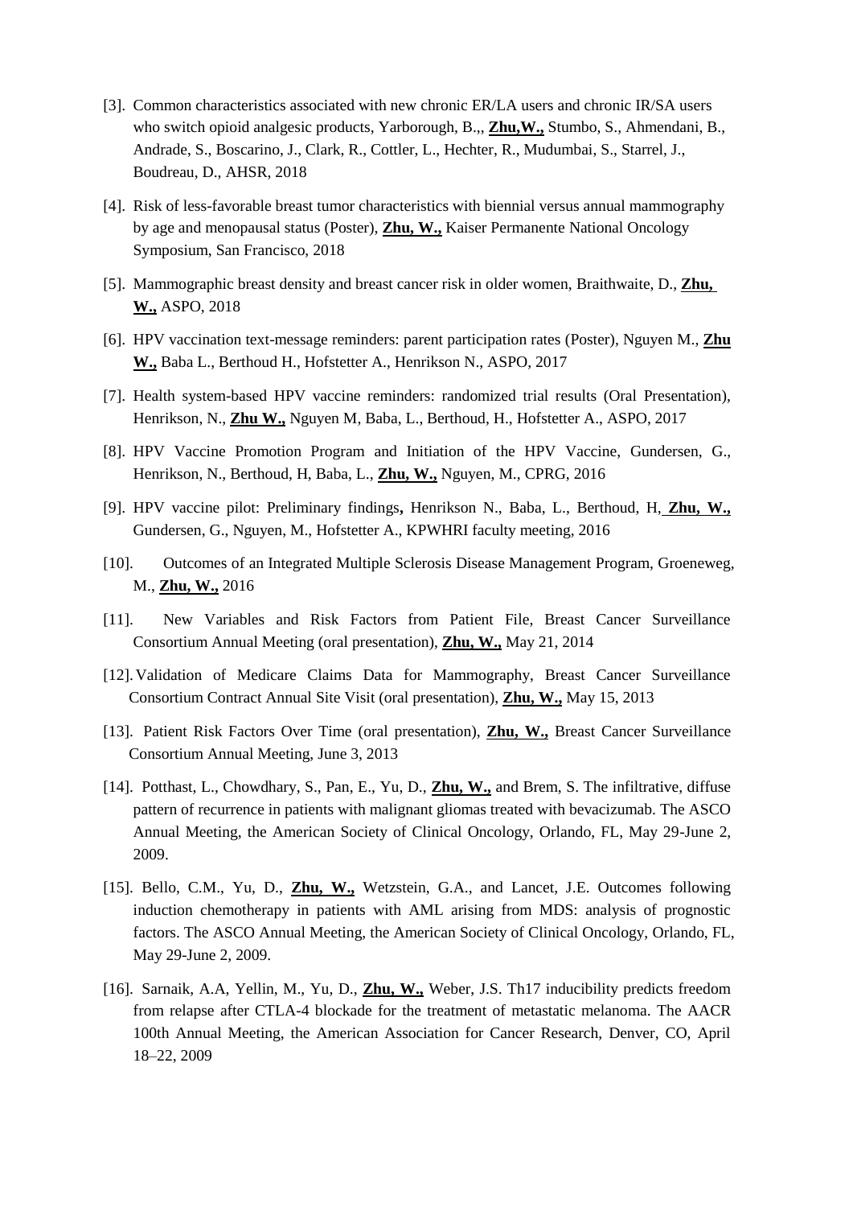[3]. Common characteristics associated with new chronic ER/LA users and chronic IR/SA users who switch opioid analgesic products, Yarborough, B.,, **Zhu,W.,** Stumbo, S., Ahmendani, B., Andrade, S., Boscarino, J., Clark, R., Cottler, L., Hechter, R., Mudumbai, S., Starrel, J., Boudreau, D., AHSR, 2018

[4]. Risk of less-favorable breast tumor characteristics with biennial versus annual mammography by age and menopausal status (Poster), **Zhu, W.,** Kaiser Permanente National Oncology Symposium, San Francisco, 2018

[5]. Mammographic breast density and breast cancer risk in older women, Braithwaite, D., **Zhu, W.,** ASPO, 2018

[6]. HPV vaccination text-message reminders: parent participation rates (Poster), Nguyen M., **Zhu W.,** Baba L., Berthoud H., Hofstetter A., Henrikson N., ASPO, 2017

[7]. Health system-based HPV vaccine reminders: randomized trial results (Oral Presentation), Henrikson, N., **Zhu W.,** Nguyen M, Baba, L., Berthoud, H., Hofstetter A., ASPO, 2017

[8]. HPV Vaccine Promotion Program and Initiation of the HPV Vaccine, Gundersen, G., Henrikson, N., Berthoud, H, Baba, L., **Zhu, W.,** Nguyen, M., CPRG, 2016

[9]. HPV vaccine pilot: Preliminary findings**,** Henrikson N., Baba, L., Berthoud, H, **Zhu, W.,** Gundersen, G., Nguyen, M., Hofstetter A., KPWHRI faculty meeting, 2016

[10]. Outcomes of an Integrated Multiple Sclerosis Disease Management Program, Groeneweg, M., **Zhu, W.,** 2016

[11]. New Variables and Risk Factors from Patient File, Breast Cancer Surveillance Consortium Annual Meeting (oral presentation), **Zhu, W.,** May 21, 2014

[12]. Validation of Medicare Claims Data for Mammography, Breast Cancer Surveillance Consortium Contract Annual Site Visit (oral presentation), **Zhu, W.,** May 15, 2013

[13]. Patient Risk Factors Over Time (oral presentation), **Zhu, W.,** Breast Cancer Surveillance Consortium Annual Meeting, June 3, 2013

[14]. Potthast, L., Chowdhary, S., Pan, E., Yu, D., **Zhu, W.,** and Brem, S. The infiltrative, diffuse pattern of recurrence in patients with malignant gliomas treated with bevacizumab. The ASCO Annual Meeting, the American Society of Clinical Oncology, Orlando, FL, May 29-June 2, 2009.

[15]. Bello, C.M., Yu, D., **Zhu, W.,** Wetzstein, G.A., and Lancet, J.E. Outcomes following induction chemotherapy in patients with AML arising from MDS: analysis of prognostic factors. The ASCO Annual Meeting, the American Society of Clinical Oncology, Orlando, FL, May 29-June 2, 2009.

[16]. Sarnaik, A.A, Yellin, M., Yu, D., **Zhu, W.,** Weber, J.S. Th17 inducibility predicts freedom from relapse after CTLA-4 blockade for the treatment of metastatic melanoma. The AACR 100th Annual Meeting, the American Association for Cancer Research, Denver, CO, April 18–22, 2009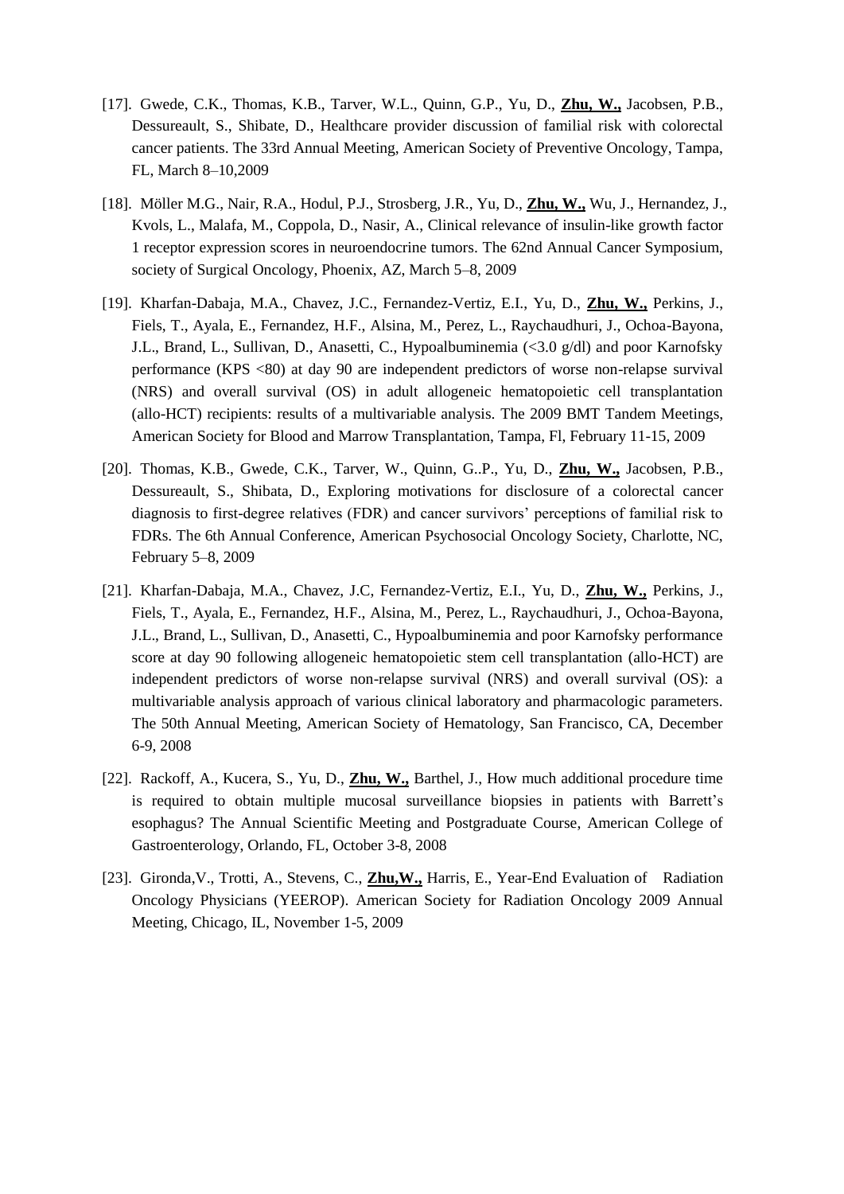[17]. Gwede, C.K., Thomas, K.B., Tarver, W.L., Quinn, G.P., Yu, D., **Zhu, W.,** Jacobsen, P.B., Dessureault, S., Shibate, D., Healthcare provider discussion of familial risk with colorectal cancer patients. The 33rd Annual Meeting, American Society of Preventive Oncology, Tampa, FL, March 8–10,2009

[18]. Möller M.G., Nair, R.A., Hodul, P.J., Strosberg, J.R., Yu, D., **Zhu, W.,** Wu, J., Hernandez, J., Kvols, L., Malafa, M., Coppola, D., Nasir, A., Clinical relevance of insulin-like growth factor 1 receptor expression scores in neuroendocrine tumors. The 62nd Annual Cancer Symposium, society of Surgical Oncology, Phoenix, AZ, March 5–8, 2009

[19]. Kharfan-Dabaja, M.A., Chavez, J.C., Fernandez-Vertiz, E.I., Yu, D., **Zhu, W.,** Perkins, J., Fiels, T., Ayala, E., Fernandez, H.F., Alsina, M., Perez, L., Raychaudhuri, J., Ochoa-Bayona, J.L., Brand, L., Sullivan, D., Anasetti, C., Hypoalbuminemia (<3.0 g/dl) and poor Karnofsky performance (KPS <80) at day 90 are independent predictors of worse non-relapse survival (NRS) and overall survival (OS) in adult allogeneic hematopoietic cell transplantation (allo-HCT) recipients: results of a multivariable analysis. The 2009 BMT Tandem Meetings, American Society for Blood and Marrow Transplantation, Tampa, Fl, February 11-15, 2009

[20]. Thomas, K.B., Gwede, C.K., Tarver, W., Quinn, G..P., Yu, D., **Zhu, W.,** Jacobsen, P.B., Dessureault, S., Shibata, D., Exploring motivations for disclosure of a colorectal cancer diagnosis to first-degree relatives (FDR) and cancer survivors' perceptions of familial risk to FDRs. The 6th Annual Conference, American Psychosocial Oncology Society, Charlotte, NC, February 5–8, 2009

[21]. Kharfan-Dabaja, M.A., Chavez, J.C, Fernandez-Vertiz, E.I., Yu, D., **Zhu, W.,** Perkins, J., Fiels, T., Ayala, E., Fernandez, H.F., Alsina, M., Perez, L., Raychaudhuri, J., Ochoa-Bayona, J.L., Brand, L., Sullivan, D., Anasetti, C., Hypoalbuminemia and poor Karnofsky performance score at day 90 following allogeneic hematopoietic stem cell transplantation (allo-HCT) are independent predictors of worse non-relapse survival (NRS) and overall survival (OS): a multivariable analysis approach of various clinical laboratory and pharmacologic parameters. The 50th Annual Meeting, American Society of Hematology, San Francisco, CA, December 6-9, 2008

[22]. Rackoff, A., Kucera, S., Yu, D., **Zhu, W.,** Barthel, J., How much additional procedure time is required to obtain multiple mucosal surveillance biopsies in patients with Barrett's esophagus? The Annual Scientific Meeting and Postgraduate Course, American College of Gastroenterology, Orlando, FL, October 3-8, 2008

[23]. Gironda,V., Trotti, A., Stevens, C., **Zhu,W.,** Harris, E., Year-End Evaluation of Radiation Oncology Physicians (YEEROP). American Society for Radiation Oncology 2009 Annual Meeting, Chicago, IL, November 1-5, 2009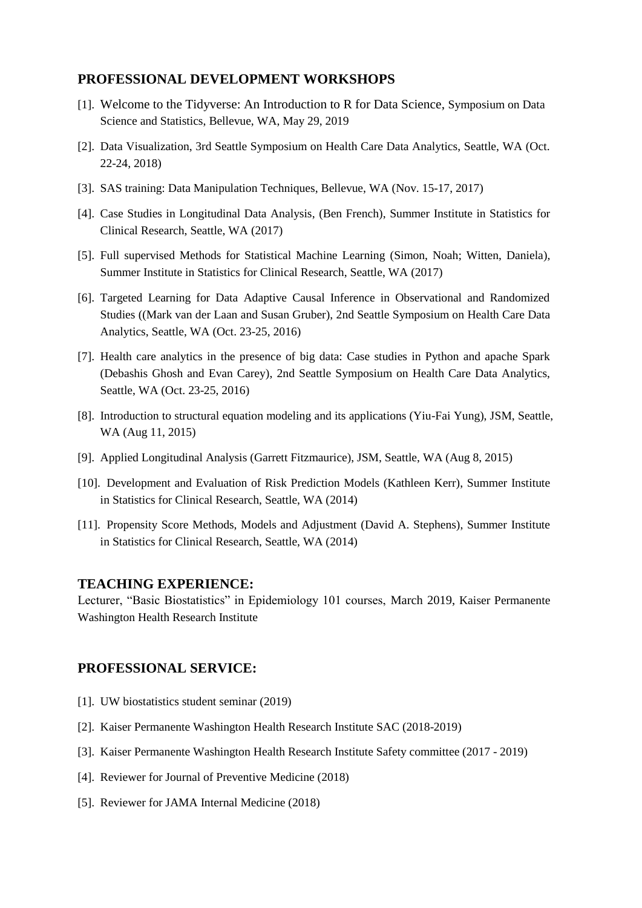## PROFESSIONAL DEVELOPMENT WORKSHOPS

[1]. Welcome to the Tidyverse: An Introduction to R for Data Science, Symposium on Data Science and Statistics, Bellevue, WA, May 29, 2019

[2]. Data Visualization, 3rd Seattle Symposium on Health Care Data Analytics, Seattle, WA (Oct. 22-24, 2018)

[3]. SAS training: Data Manipulation Techniques, Bellevue, WA (Nov. 15-17, 2017)

[4]. Case Studies in Longitudinal Data Analysis, (Ben French), Summer Institute in Statistics for Clinical Research, Seattle, WA (2017)

[5]. Full supervised Methods for Statistical Machine Learning (Simon, Noah; Witten, Daniela), Summer Institute in Statistics for Clinical Research, Seattle, WA (2017)

[6]. Targeted Learning for Data Adaptive Causal Inference in Observational and Randomized Studies ((Mark van der Laan and Susan Gruber), 2nd Seattle Symposium on Health Care Data Analytics, Seattle, WA (Oct. 23-25, 2016)

[7]. Health care analytics in the presence of big data: Case studies in Python and apache Spark (Debashis Ghosh and Evan Carey), 2nd Seattle Symposium on Health Care Data Analytics, Seattle, WA (Oct. 23-25, 2016)

[8]. Introduction to structural equation modeling and its applications (Yiu-Fai Yung), JSM, Seattle, WA (Aug 11, 2015)

[9]. Applied Longitudinal Analysis (Garrett Fitzmaurice), JSM, Seattle, WA (Aug 8, 2015)

[10]. Development and Evaluation of Risk Prediction Models (Kathleen Kerr), Summer Institute in Statistics for Clinical Research, Seattle, WA (2014)

[11]. Propensity Score Methods, Models and Adjustment (David A. Stephens), Summer Institute in Statistics for Clinical Research, Seattle, WA (2014)

## TEACHING EXPERIENCE:

Lecturer, "Basic Biostatistics" in Epidemiology 101 courses, March 2019, Kaiser Permanente Washington Health Research Institute

## PROFESSIONAL SERVICE:

[1]. UW biostatistics student seminar (2019)

[2]. Kaiser Permanente Washington Health Research Institute SAC (2018-2019)

[3]. Kaiser Permanente Washington Health Research Institute Safety committee (2017 - 2019)

[4]. Reviewer for Journal of Preventive Medicine (2018)

[5]. Reviewer for JAMA Internal Medicine (2018)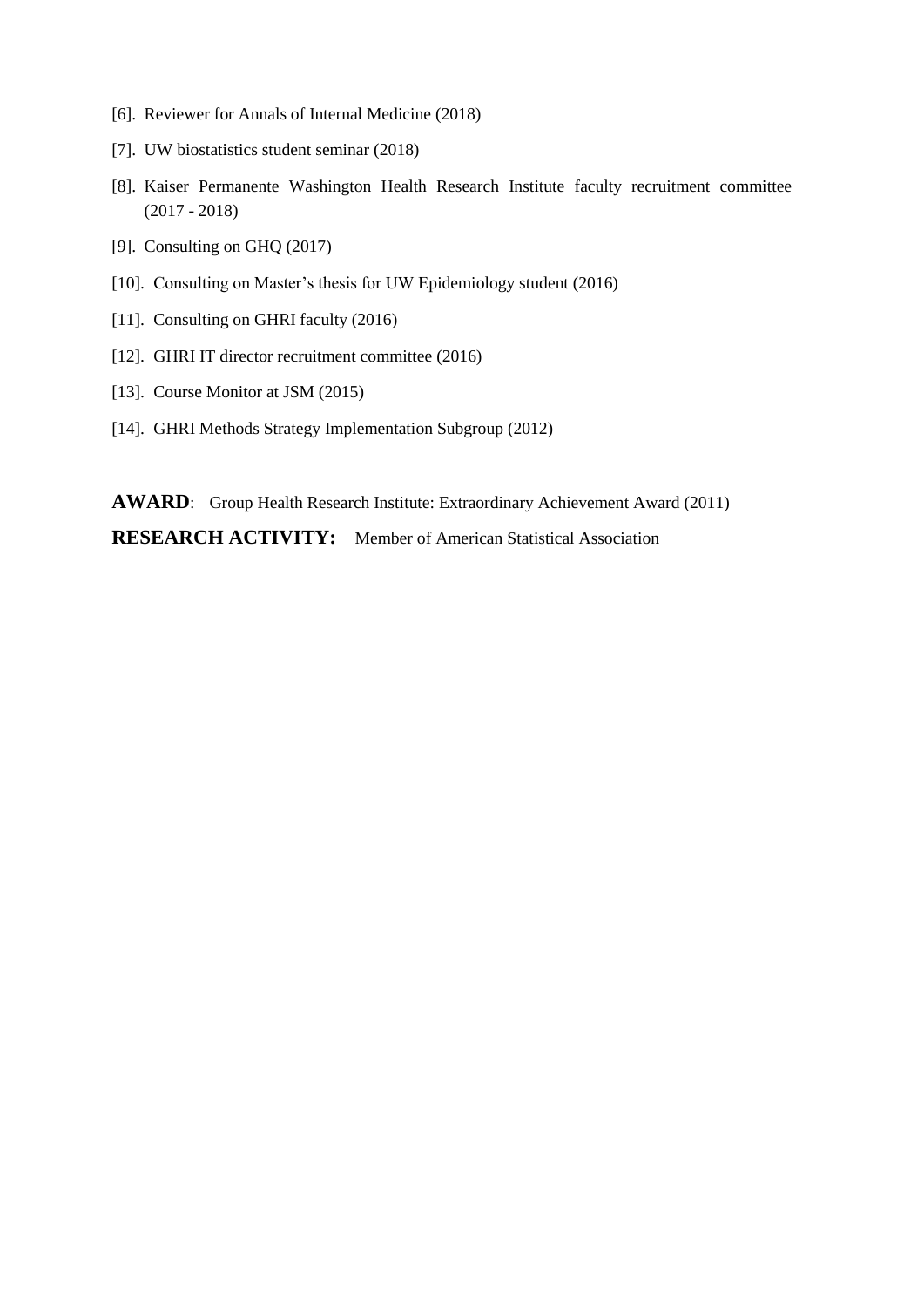[6]. Reviewer for Annals of Internal Medicine (2018)

[7]. UW biostatistics student seminar (2018)

[8]. Kaiser Permanente Washington Health Research Institute faculty recruitment committee (2017 - 2018)

[9]. Consulting on GHQ (2017)

[10]. Consulting on Master's thesis for UW Epidemiology student (2016)

[11]. Consulting on GHRI faculty (2016)

[12]. GHRI IT director recruitment committee (2016)

[13]. Course Monitor at JSM (2015)

[14]. GHRI Methods Strategy Implementation Subgroup (2012)

**AWARD**: Group Health Research Institute: Extraordinary Achievement Award (2011)

**RESEARCH ACTIVITY:** Member of American Statistical Association